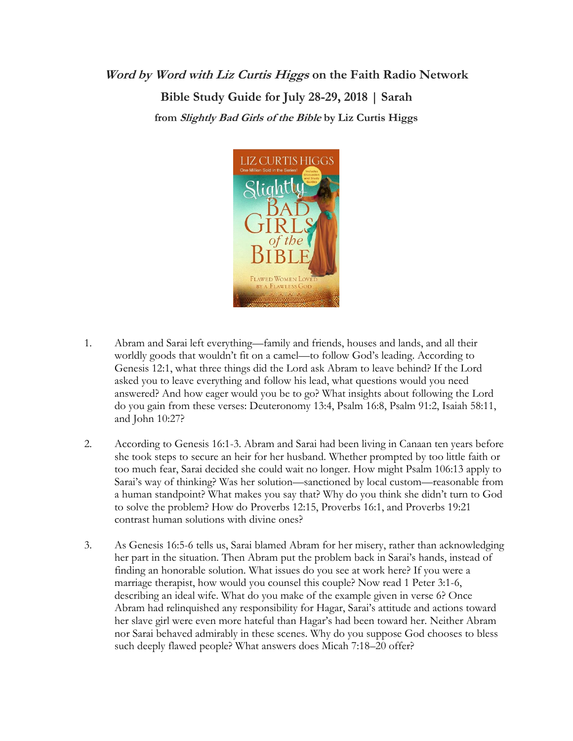**_Word by Word with Liz Curtis Higgs_ on the Faith Radio Network**

**Bible Study Guide for July 28-29, 2018 | Sarah**

**from _Slightly Bad Girls of the Bible_ by Liz Curtis Higgs**

1. Abram and Sarai left everything—family and friends, houses and lands, and all their worldly goods that wouldn't fit on a camel—to follow God's leading. According to Genesis 12:1, what three things did the Lord ask Abram to leave behind? If the Lord asked you to leave everything and follow his lead, what questions would you need answered? And how eager would you be to go? What insights about following the Lord do you gain from these verses: Deuteronomy 13:4, Psalm 16:8, Psalm 91:2, Isaiah 58:11, and John 10:27?

2. According to Genesis 16:1-3. Abram and Sarai had been living in Canaan ten years before she took steps to secure an heir for her husband. Whether prompted by too little faith or too much fear, Sarai decided she could wait no longer. How might Psalm 106:13 apply to Sarai's way of thinking? Was her solution—sanctioned by local custom—reasonable from a human standpoint? What makes you say that? Why do you think she didn't turn to God to solve the problem? How do Proverbs 12:15, Proverbs 16:1, and Proverbs 19:21 contrast human solutions with divine ones?

3. As Genesis 16:5-6 tells us, Sarai blamed Abram for her misery, rather than acknowledging her part in the situation. Then Abram put the problem back in Sarai's hands, instead of finding an honorable solution. What issues do you see at work here? If you were a marriage therapist, how would you counsel this couple? Now read 1 Peter 3:1-6, describing an ideal wife. What do you make of the example given in verse 6? Once Abram had relinquished any responsibility for Hagar, Sarai's attitude and actions toward her slave girl were even more hateful than Hagar's had been toward her. Neither Abram nor Sarai behaved admirably in these scenes. Why do you suppose God chooses to bless such deeply flawed people? What answers does Micah 7:18–20 offer?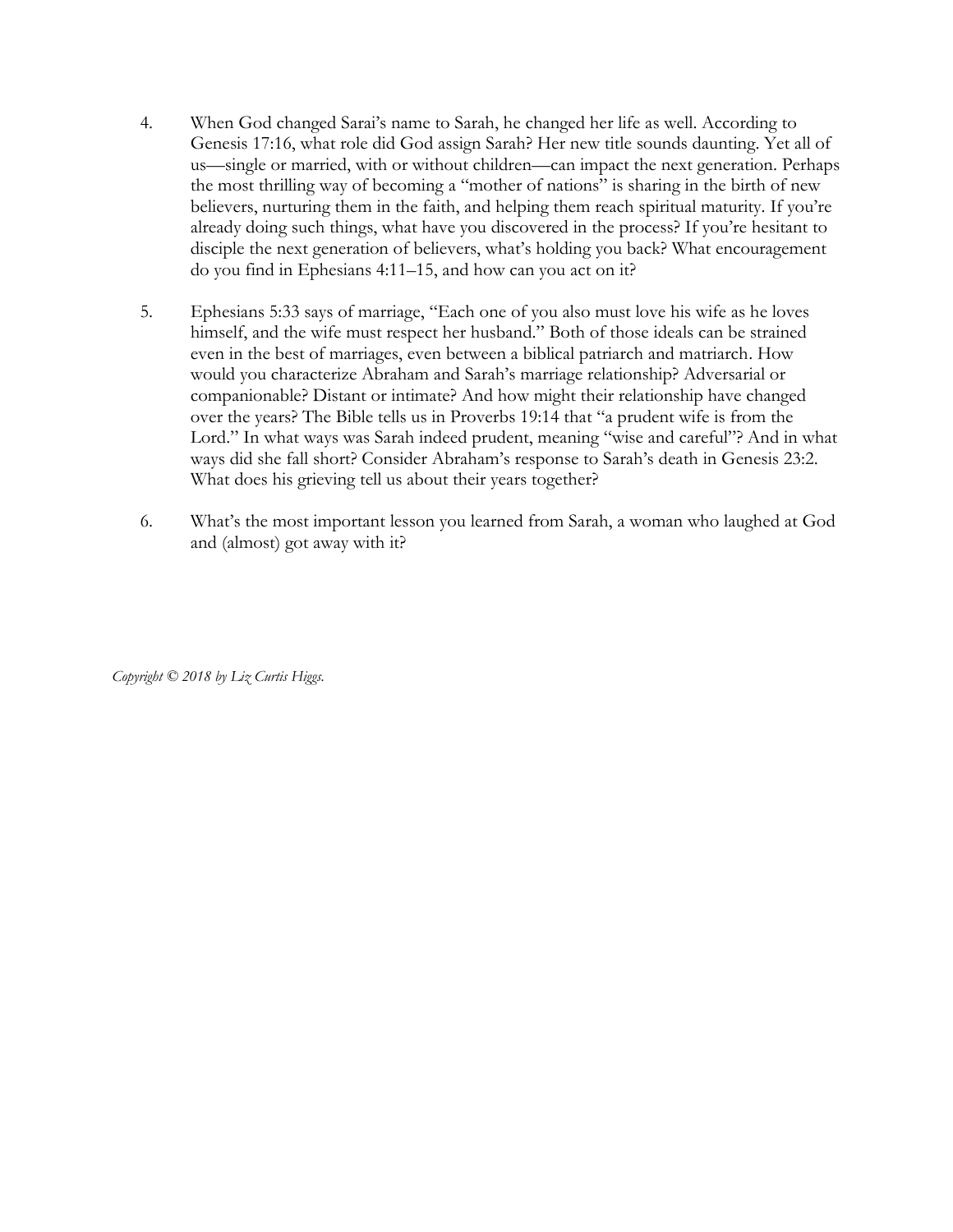4. When God changed Sarai's name to Sarah, he changed her life as well. According to Genesis 17:16, what role did God assign Sarah? Her new title sounds daunting. Yet all of us—single or married, with or without children—can impact the next generation. Perhaps the most thrilling way of becoming a "mother of nations" is sharing in the birth of new believers, nurturing them in the faith, and helping them reach spiritual maturity. If you're already doing such things, what have you discovered in the process? If you're hesitant to disciple the next generation of believers, what's holding you back? What encouragement do you find in Ephesians 4:11–15, and how can you act on it?

5. Ephesians 5:33 says of marriage, "Each one of you also must love his wife as he loves himself, and the wife must respect her husband." Both of those ideals can be strained even in the best of marriages, even between a biblical patriarch and matriarch. How would you characterize Abraham and Sarah's marriage relationship? Adversarial or companionable? Distant or intimate? And how might their relationship have changed over the years? The Bible tells us in Proverbs 19:14 that "a prudent wife is from the Lord." In what ways was Sarah indeed prudent, meaning "wise and careful"? And in what ways did she fall short? Consider Abraham's response to Sarah's death in Genesis 23:2. What does his grieving tell us about their years together?

6. What's the most important lesson you learned from Sarah, a woman who laughed at God and (almost) got away with it?

*Copyright © 2018 by Liz Curtis Higgs.*